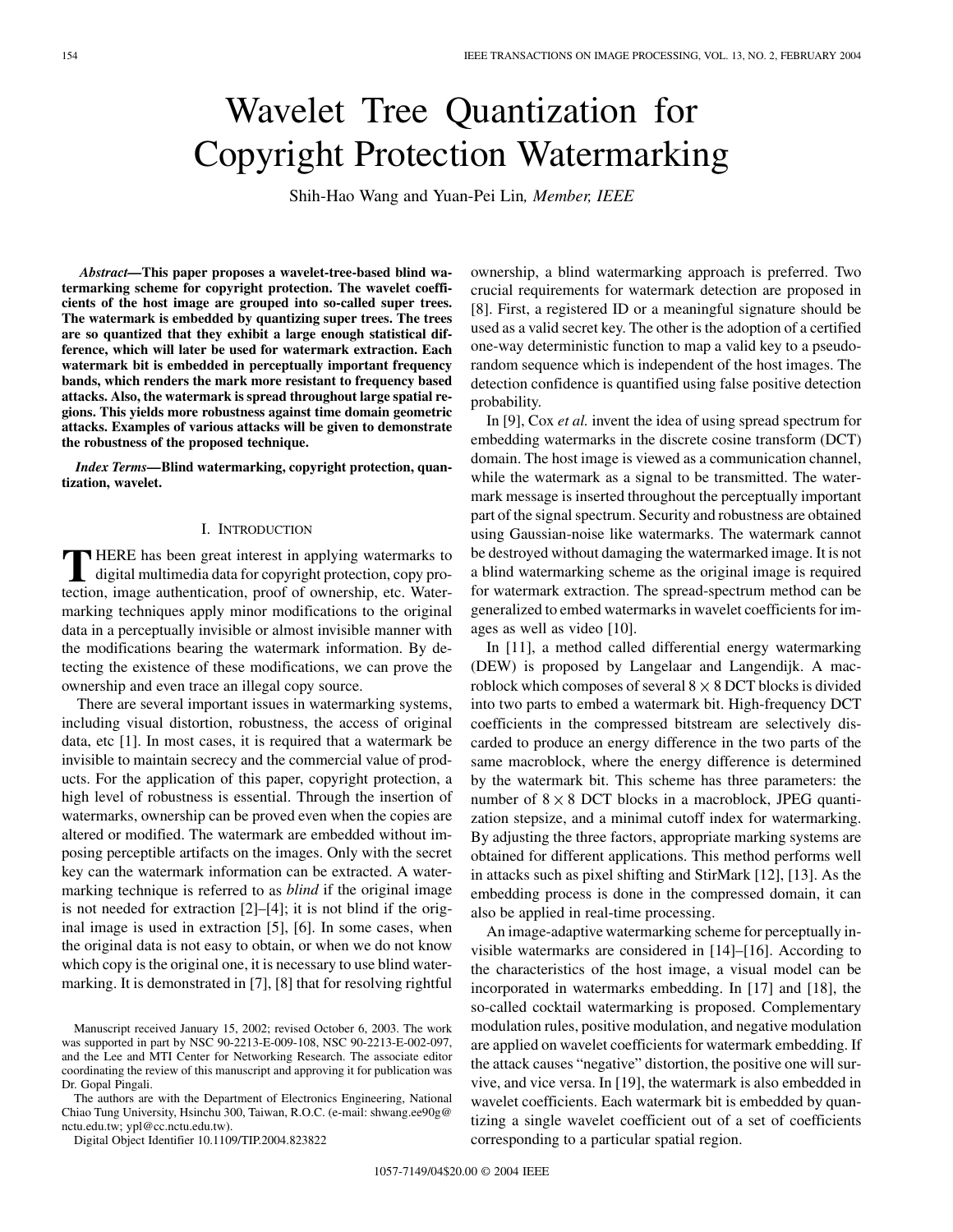# Wavelet Tree Quantization for Copyright Protection Watermarking

Shih-Hao Wang and Yuan-Pei Lin, *Member, IEEE*

***Abstract*—This paper proposes a wavelet-tree-based blind watermarking scheme for copyright protection. The wavelet coefficients of the host image are grouped into so-called super trees. The watermark is embedded by quantizing super trees. The trees are so quantized that they exhibit a large enough statistical difference, which will later be used for watermark extraction. Each watermark bit is embedded in perceptually important frequency bands, which renders the mark more resistant to frequency based attacks. Also, the watermark is spread throughout large spatial regions. This yields more robustness against time domain geometric attacks. Examples of various attacks will be given to demonstrate the robustness of the proposed technique.**

***Index Terms*—Blind watermarking, copyright protection, quantization, wavelet.**

## I. Introduction

There has been great interest in applying watermarks to digital multimedia data for copyright protection, copy protection, image authentication, proof of ownership, etc. Watermarking techniques apply minor modifications to the original data in a perceptually invisible or almost invisible manner with the modifications bearing the watermark information. By detecting the existence of these modifications, we can prove the ownership and even trace an illegal copy source.

There are several important issues in watermarking systems, including visual distortion, robustness, the access of original data, etc [1]. In most cases, it is required that a watermark be invisible to maintain secrecy and the commercial value of products. For the application of this paper, copyright protection, a high level of robustness is essential. Through the insertion of watermarks, ownership can be proved even when the copies are altered or modified. The watermark are embedded without imposing perceptible artifacts on the images. Only with the secret key can the watermark information can be extracted. A watermarking technique is referred to as *blind* if the original image is not needed for extraction [2]–[4]; it is not blind if the original image is used in extraction [5], [6]. In some cases, when the original data is not easy to obtain, or when we do not know which copy is the original one, it is necessary to use blind watermarking. It is demonstrated in [7], [8] that for resolving rightful ownership, a blind watermarking approach is preferred. Two crucial requirements for watermark detection are proposed in [8]. First, a registered ID or a meaningful signature should be used as a valid secret key. The other is the adoption of a certified one-way deterministic function to map a valid key to a pseudorandom sequence which is independent of the host images. The detection confidence is quantified using false positive detection probability.

In [9], Cox *et al.* invent the idea of using spread spectrum for embedding watermarks in the discrete cosine transform (DCT) domain. The host image is viewed as a communication channel, while the watermark as a signal to be transmitted. The watermark message is inserted throughout the perceptually important part of the signal spectrum. Security and robustness are obtained using Gaussian-noise like watermarks. The watermark cannot be destroyed without damaging the watermarked image. It is not a blind watermarking scheme as the original image is required for watermark extraction. The spread-spectrum method can be generalized to embed watermarks in wavelet coefficients for images as well as video [10].

In [11], a method called differential energy watermarking (DEW) is proposed by Langelaar and Langendijk. A macroblock which composes of several $8 \times 8$ DCT blocks is divided into two parts to embed a watermark bit. High-frequency DCT coefficients in the compressed bitstream are selectively discarded to produce an energy difference in the two parts of the same macroblock, where the energy difference is determined by the watermark bit. This scheme has three parameters: the number of $8 \times 8$ DCT blocks in a macroblock, JPEG quantization stepsize, and a minimal cutoff index for watermarking. By adjusting the three factors, appropriate marking systems are obtained for different applications. This method performs well in attacks such as pixel shifting and StirMark [12], [13]. As the embedding process is done in the compressed domain, it can also be applied in real-time processing.

An image-adaptive watermarking scheme for perceptually invisible watermarks are considered in [14]–[16]. According to the characteristics of the host image, a visual model can be incorporated in watermarks embedding. In [17] and [18], the so-called cocktail watermarking is proposed. Complementary modulation rules, positive modulation, and negative modulation are applied on wavelet coefficients for watermark embedding. If the attack causes "negative" distortion, the positive one will survive, and vice versa. In [19], the watermark is also embedded in wavelet coefficients. Each watermark bit is embedded by quantizing a single wavelet coefficient out of a set of coefficients corresponding to a particular spatial region.

Manuscript received January 15, 2002; revised October 6, 2003. The work was supported in part by NSC 90-2213-E-009-108, NSC 90-2213-E-002-097, and the Lee and MTI Center for Networking Research. The associate editor coordinating the review of this manuscript and approving it for publication was Dr. Gopal Pingali.

The authors are with the Department of Electronics Engineering, National Chiao Tung University, Hsinchu 300, Taiwan, R.O.C. (e-mail: shwang.ee90g@nctu.edu.tw; ypl@cc.nctu.edu.tw).

Digital Object Identifier 10.1109/TIP.2004.823822

1057-7149/04$20.00 © 2004 IEEE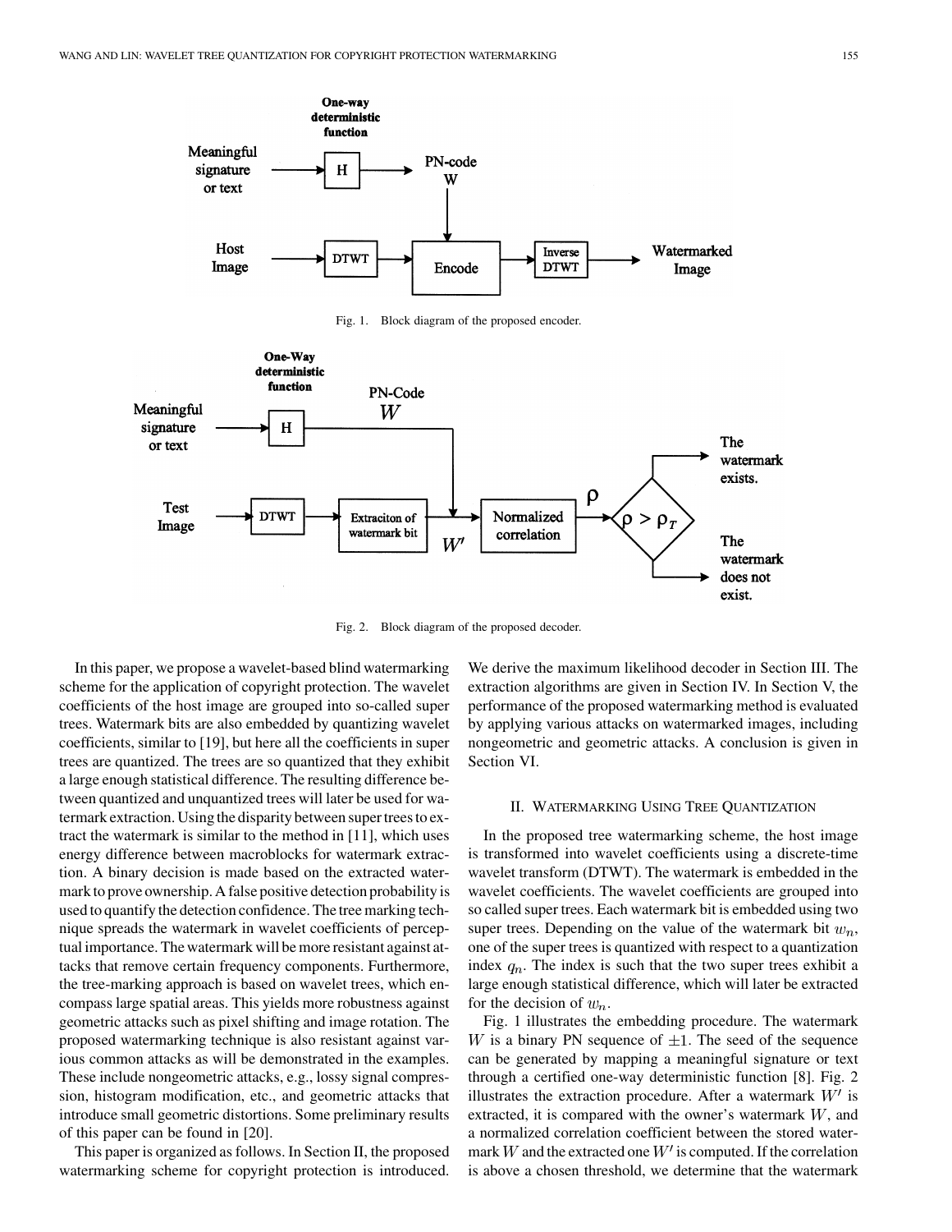One-way deterministic function

Meaningful signature or text

H

PN-code W

Host Image

DTWT

Encode

Inverse DTWT

Watermarked Image

Fig. 1. Block diagram of the proposed encoder.

One-Way deterministic function

PN-Code $W$

Meaningful signature or text

H

Test Image

DTWT

Extraciton of watermark bit

$W'$

Normalized correlation

$\rho$

$\rho > \rho_T$

The watermark exists.

The watermark does not exist.

Fig. 2. Block diagram of the proposed decoder.

In this paper, we propose a wavelet-based blind watermarking scheme for the application of copyright protection. The wavelet coefficients of the host image are grouped into so-called super trees. Watermark bits are also embedded by quantizing wavelet coefficients, similar to [19], but here all the coefficients in super trees are quantized. The trees are so quantized that they exhibit a large enough statistical difference. The resulting difference between quantized and unquantized trees will later be used for watermark extraction. Using the disparity between super trees to extract the watermark is similar to the method in [11], which uses energy difference between macroblocks for watermark extraction. A binary decision is made based on the extracted watermark to prove ownership. A false positive detection probability is used to quantify the detection confidence. The tree marking technique spreads the watermark in wavelet coefficients of perceptual importance. The watermark will be more resistant against attacks that remove certain frequency components. Furthermore, the tree-marking approach is based on wavelet trees, which encompass large spatial areas. This yields more robustness against geometric attacks such as pixel shifting and image rotation. The proposed watermarking technique is also resistant against various common attacks as will be demonstrated in the examples. These include nongeometric attacks, e.g., lossy signal compression, histogram modification, etc., and geometric attacks that introduce small geometric distortions. Some preliminary results of this paper can be found in [20].

This paper is organized as follows. In Section II, the proposed watermarking scheme for copyright protection is introduced. We derive the maximum likelihood decoder in Section III. The extraction algorithms are given in Section IV. In Section V, the performance of the proposed watermarking method is evaluated by applying various attacks on watermarked images, including nongeometric and geometric attacks. A conclusion is given in Section VI.

## II. Watermarking Using Tree Quantization

In the proposed tree watermarking scheme, the host image is transformed into wavelet coefficients using a discrete-time wavelet transform (DTWT). The watermark is embedded in the wavelet coefficients. The wavelet coefficients are grouped into so called super trees. Each watermark bit is embedded using two super trees. Depending on the value of the watermark bit $w_n$, one of the super trees is quantized with respect to a quantization index $q_n$. The index is such that the two super trees exhibit a large enough statistical difference, which will later be extracted for the decision of $w_n$.

Fig. 1 illustrates the embedding procedure. The watermark $W$ is a binary PN sequence of $\pm 1$. The seed of the sequence can be generated by mapping a meaningful signature or text through a certified one-way deterministic function [8]. Fig. 2 illustrates the extraction procedure. After a watermark $W'$ is extracted, it is compared with the owner's watermark $W$, and a normalized correlation coefficient between the stored watermark $W$ and the extracted one $W'$ is computed. If the correlation is above a chosen threshold, we determine that the watermark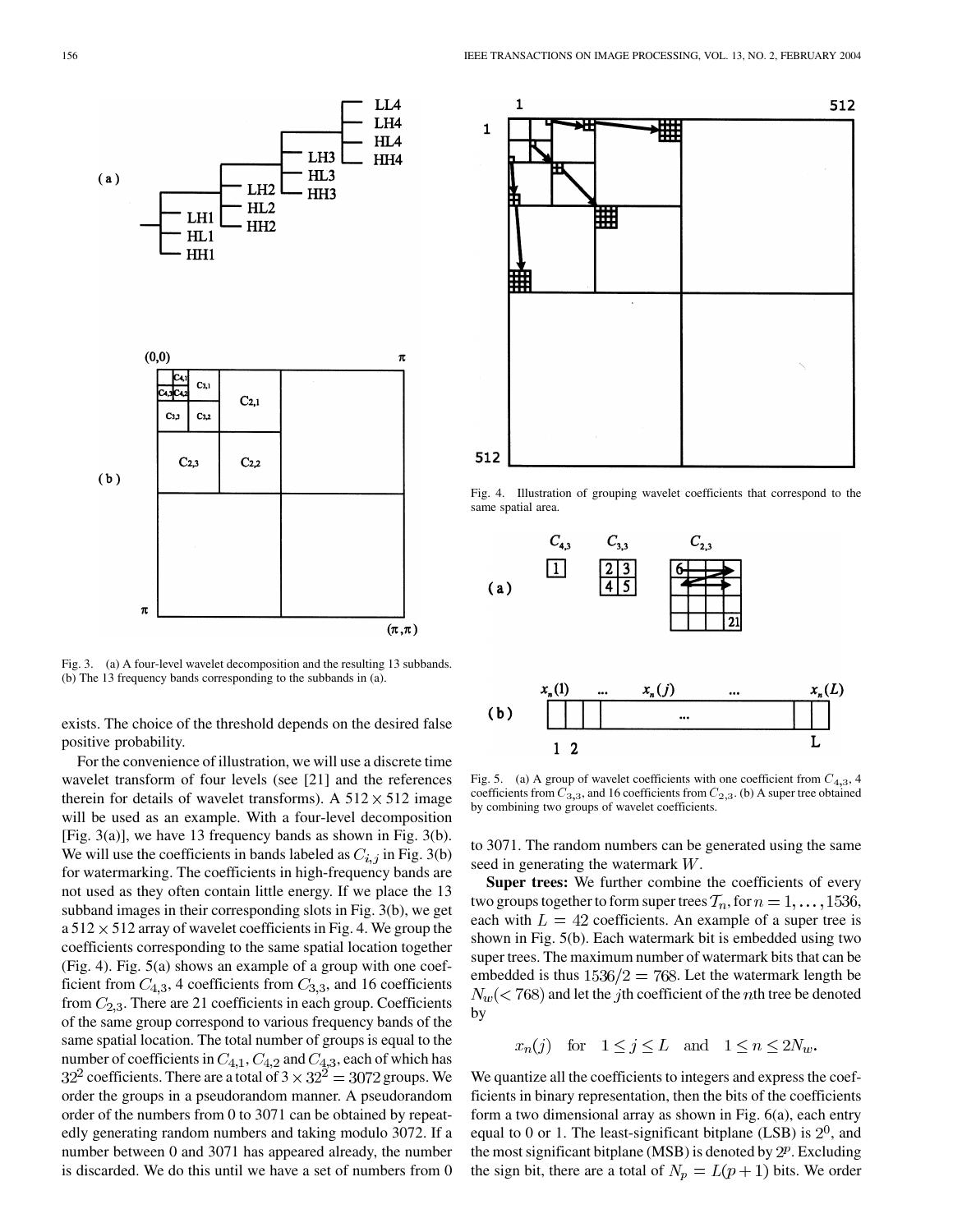Fig. 3. (a) A four-level wavelet decomposition and the resulting 13 subbands. (b) The 13 frequency bands corresponding to the subbands in (a).

Fig. 4. Illustration of grouping wavelet coefficients that correspond to the same spatial area.

Fig. 5. (a) A group of wavelet coefficients with one coefficient from $C_{4,3}$, 4 coefficients from $C_{3,3}$, and 16 coefficients from $C_{2,3}$. (b) A super tree obtained by combining two groups of wavelet coefficients.

exists. The choice of the threshold depends on the desired false positive probability.

For the convenience of illustration, we will use a discrete time wavelet transform of four levels (see [21] and the references therein for details of wavelet transforms). A $512 \times 512$ image will be used as an example. With a four-level decomposition [Fig. 3(a)], we have 13 frequency bands as shown in Fig. 3(b). We will use the coefficients in bands labeled as $C_{i,j}$ in Fig. 3(b) for watermarking. The coefficients in high-frequency bands are not used as they often contain little energy. If we place the 13 subband images in their corresponding slots in Fig. 3(b), we get a $512 \times 512$ array of wavelet coefficients in Fig. 4. We group the coefficients corresponding to the same spatial location together (Fig. 4). Fig. 5(a) shows an example of a group with one coefficient from $C_{4,3}$, 4 coefficients from $C_{3,3}$, and 16 coefficients from $C_{2,3}$. There are 21 coefficients in each group. Coefficients of the same group correspond to various frequency bands of the same spatial location. The total number of groups is equal to the number of coefficients in $C_{4,1}$, $C_{4,2}$ and $C_{4,3}$, each of which has $32^2$ coefficients. There are a total of $3 \times 32^2 = 3072$ groups. We order the groups in a pseudorandom manner. A pseudorandom order of the numbers from 0 to 3071 can be obtained by repeatedly generating random numbers and taking modulo 3072. If a number between 0 and 3071 has appeared already, the number is discarded. We do this until we have a set of numbers from 0 to 3071. The random numbers can be generated using the same seed in generating the watermark $W$.

**Super trees:** We further combine the coefficients of every two groups together to form super trees $\mathcal{T}_n$, for $n = 1, \ldots, 1536$, each with $L = 42$ coefficients. An example of a super tree is shown in Fig. 5(b). Each watermark bit is embedded using two super trees. The maximum number of watermark bits that can be embedded is thus $1536/2 = 768$. Let the watermark length be $N_w (< 768)$ and let the $j$th coefficient of the $n$th tree be denoted by

$$x_n(j) \quad \text{for} \quad 1 \leq j \leq L \quad \text{and} \quad 1 \leq n \leq 2N_w.$$

We quantize all the coefficients to integers and express the coefficients in binary representation, then the bits of the coefficients form a two dimensional array as shown in Fig. 6(a), each entry equal to 0 or 1. The least-significant bitplane (LSB) is $2^0$, and the most significant bitplane (MSB) is denoted by $2^p$. Excluding the sign bit, there are a total of $N_p = L(p+1)$ bits. We order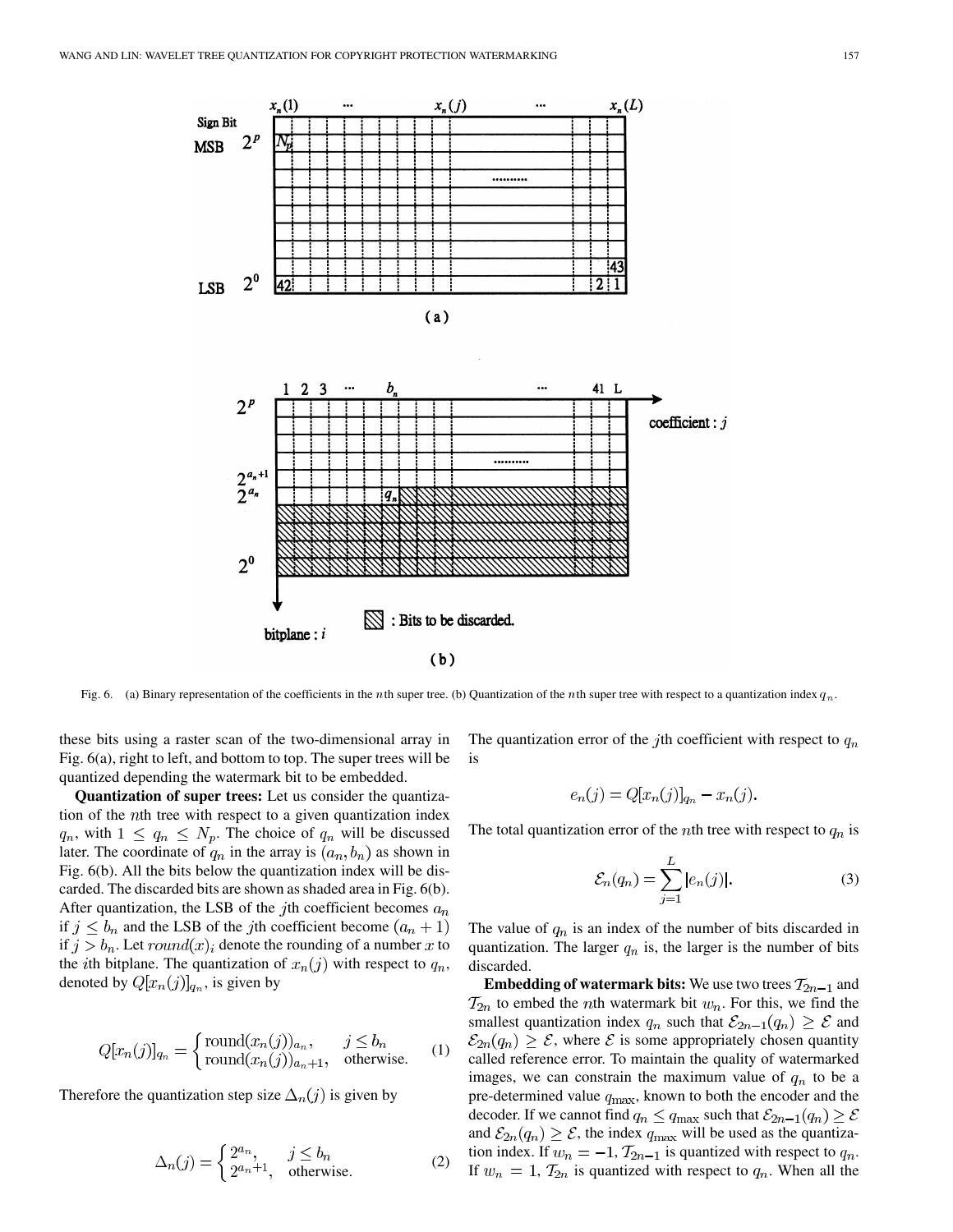Fig. 6. (a) Binary representation of the coefficients in the $n$th super tree. (b) Quantization of the $n$th super tree with respect to a quantization index $q_n$.

these bits using a raster scan of the two-dimensional array in Fig. 6(a), right to left, and bottom to top. The super trees will be quantized depending the watermark bit to be embedded.

**Quantization of super trees:** Let us consider the quantization of the $n$th tree with respect to a given quantization index $q_n$, with $1 \leq q_n \leq N_p$. The choice of $q_n$ will be discussed later. The coordinate of $q_n$ in the array is $(a_n, b_n)$ as shown in Fig. 6(b). All the bits below the quantization index will be discarded. The discarded bits are shown as shaded area in Fig. 6(b). After quantization, the LSB of the $j$th coefficient becomes $a_n$ if $j \leq b_n$ and the LSB of the $j$th coefficient become $(a_n + 1)$ if $j > b_n$. Let $round(x)_i$ denote the rounding of a number $x$ to the $i$th bitplane. The quantization of $x_n(j)$ with respect to $q_n$, denoted by $Q[x_n(j)]_{q_n}$, is given by

$$Q[x_n(j)]_{q_n} = \begin{cases} \text{round}(x_n(j))_{a_n}, & j \leq b_n \\ \text{round}(x_n(j))_{a_n+1}, & \text{otherwise.} \end{cases} \quad (1)$$

Therefore the quantization step size $\Delta_n(j)$ is given by

$$\Delta_n(j) = \begin{cases} 2^{a_n}, & j \leq b_n \\ 2^{a_n+1}, & \text{otherwise.} \end{cases} \quad (2)$$

The quantization error of the $j$th coefficient with respect to $q_n$ is

$$e_n(j) = Q[x_n(j)]_{q_n} - x_n(j).$$

The total quantization error of the $n$th tree with respect to $q_n$ is

$$\mathcal{E}_n(q_n) = \sum_{j=1}^{L} |e_n(j)|. \quad (3)$$

The value of $q_n$ is an index of the number of bits discarded in quantization. The larger $q_n$ is, the larger is the number of bits discarded.

**Embedding of watermark bits:** We use two trees $\mathcal{T}_{2n-1}$ and $\mathcal{T}_{2n}$ to embed the $n$th watermark bit $w_n$. For this, we find the smallest quantization index $q_n$ such that $\mathcal{E}_{2n-1}(q_n) \geq \mathcal{E}$ and $\mathcal{E}_{2n}(q_n) \geq \mathcal{E}$, where $\mathcal{E}$ is some appropriately chosen quantity called reference error. To maintain the quality of watermarked images, we can constrain the maximum value of $q_n$ to be a pre-determined value $q_{\max}$, known to both the encoder and the decoder. If we cannot find $q_n \leq q_{\max}$ such that $\mathcal{E}_{2n-1}(q_n) \geq \mathcal{E}$ and $\mathcal{E}_{2n}(q_n) \geq \mathcal{E}$, the index $q_{\max}$ will be used as the quantization index. If $w_n = -1$, $\mathcal{T}_{2n-1}$ is quantized with respect to $q_n$. If $w_n = 1$, $\mathcal{T}_{2n}$ is quantized with respect to $q_n$. When all the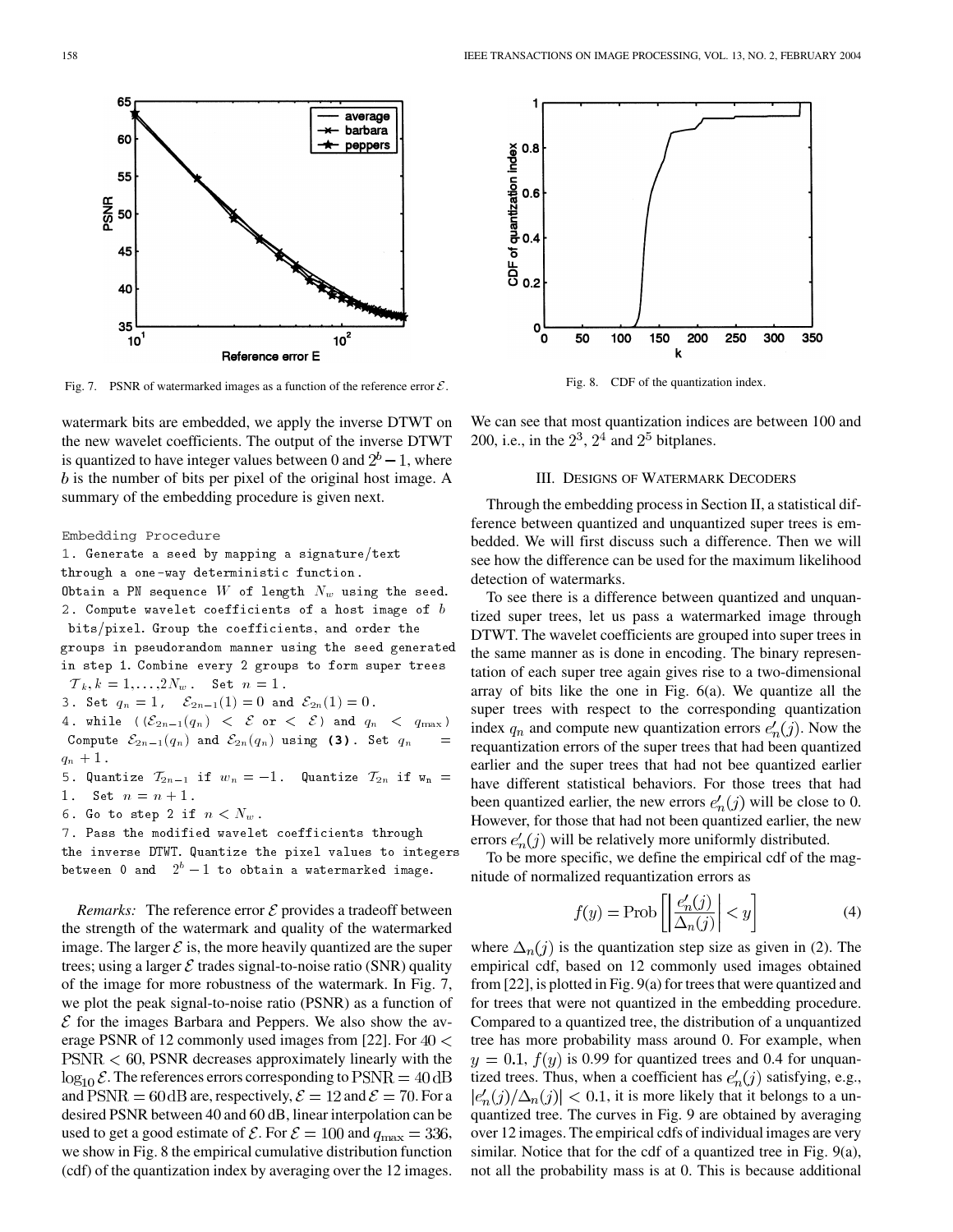Fig. 7. PSNR of watermarked images as a function of the reference error $\mathcal{E}$.

Fig. 8. CDF of the quantization index.

watermark bits are embedded, we apply the inverse DTWT on the new wavelet coefficients. The output of the inverse DTWT is quantized to have integer values between 0 and $2^b - 1$, where $b$ is the number of bits per pixel of the original host image. A summary of the embedding procedure is given next.

```
Embedding Procedure
1. Generate a seed by mapping a signature/text
through a one-way deterministic function.
Obtain a PN sequence W of length N_w using the seed.
2. Compute wavelet coefficients of a host image of b
 bits/pixel. Group the coefficients, and order the
groups in pseudorandom manner using the seed generated
in step 1. Combine every 2 groups to form super trees
T_k, k = 1,...,2N_w.  Set n = 1.
3. Set q_n = 1,  E_{2n-1}(1) = 0 and E_{2n}(1) = 0.
4. while ((E_{2n-1}(q_n) < E or < E) and q_n < q_max)
 Compute E_{2n-1}(q_n) and E_{2n}(q_n) using (3). Set q_n =
q_n + 1.
5. Quantize T_{2n-1} if w_n = -1.  Quantize T_{2n} if w_n =
1.  Set n = n + 1.
6. Go to step 2 if n < N_w.
7. Pass the modified wavelet coefficients through
the inverse DTWT. Quantize the pixel values to integers
between 0 and  2^b - 1 to obtain a watermarked image.
```

*Remarks:* The reference error $\mathcal{E}$ provides a tradeoff between the strength of the watermark and quality of the watermarked image. The larger $\mathcal{E}$ is, the more heavily quantized are the super trees; using a larger $\mathcal{E}$ trades signal-to-noise ratio (SNR) quality of the image for more robustness of the watermark. In Fig. 7, we plot the peak signal-to-noise ratio (PSNR) as a function of $\mathcal{E}$ for the images Barbara and Peppers. We also show the average PSNR of 12 commonly used images from [22]. For $40 < \text{PSNR} < 60$, PSNR decreases approximately linearly with the $\log_{10} \mathcal{E}$. The references errors corresponding to $\text{PSNR} = 40\,\text{dB}$ and $\text{PSNR} = 60\,\text{dB}$ are, respectively, $\mathcal{E} = 12$ and $\mathcal{E} = 70$. For a desired PSNR between 40 and 60 dB, linear interpolation can be used to get a good estimate of $\mathcal{E}$. For $\mathcal{E} = 100$ and $q_{\max} = 336$, we show in Fig. 8 the empirical cumulative distribution function (cdf) of the quantization index by averaging over the 12 images. We can see that most quantization indices are between 100 and 200, i.e., in the $2^3$, $2^4$ and $2^5$ bitplanes.

## III. Designs of Watermark Decoders

Through the embedding process in Section II, a statistical difference between quantized and unquantized super trees is embedded. We will first discuss such a difference. Then we will see how the difference can be used for the maximum likelihood detection of watermarks.

To see there is a difference between quantized and unquantized super trees, let us pass a watermarked image through DTWT. The wavelet coefficients are grouped into super trees in the same manner as is done in encoding. The binary representation of each super tree again gives rise to a two-dimensional array of bits like the one in Fig. 6(a). We quantize all the super trees with respect to the corresponding quantization index $q_n$ and compute new quantization errors $e'_n(j)$. Now the requantization errors of the super trees that had been quantized earlier and the super trees that had not be quantized earlier have different statistical behaviors. For those trees that had been quantized earlier, the new errors $e'_n(j)$ will be close to 0. However, for those that had not been quantized earlier, the new errors $e'_n(j)$ will be relatively more uniformly distributed.

To be more specific, we define the empirical cdf of the magnitude of normalized requantization errors as

$$f(y) = \text{Prob}\left[\left|\frac{e'_n(j)}{\Delta_n(j)}\right| < y\right] \tag{4}$$

where $\Delta_n(j)$ is the quantization step size as given in (2). The empirical cdf, based on 12 commonly used images obtained from [22], is plotted in Fig. 9(a) for trees that were quantized and for trees that were not quantized in the embedding procedure. Compared to a quantized tree, the distribution of a unquantized tree has more probability mass around 0. For example, when $y = 0.1$, $f(y)$ is 0.99 for quantized trees and 0.4 for unquantized trees. Thus, when a coefficient has $e'_n(j)$ satisfying, e.g., $|e'_n(j)/\Delta_n(j)| < 0.1$, it is more likely that it belongs to a unquantized tree. The curves in Fig. 9 are obtained by averaging over 12 images. The empirical cdfs of individual images are very similar. Notice that for the cdf of a quantized tree in Fig. 9(a), not all the probability mass is at 0. This is because additional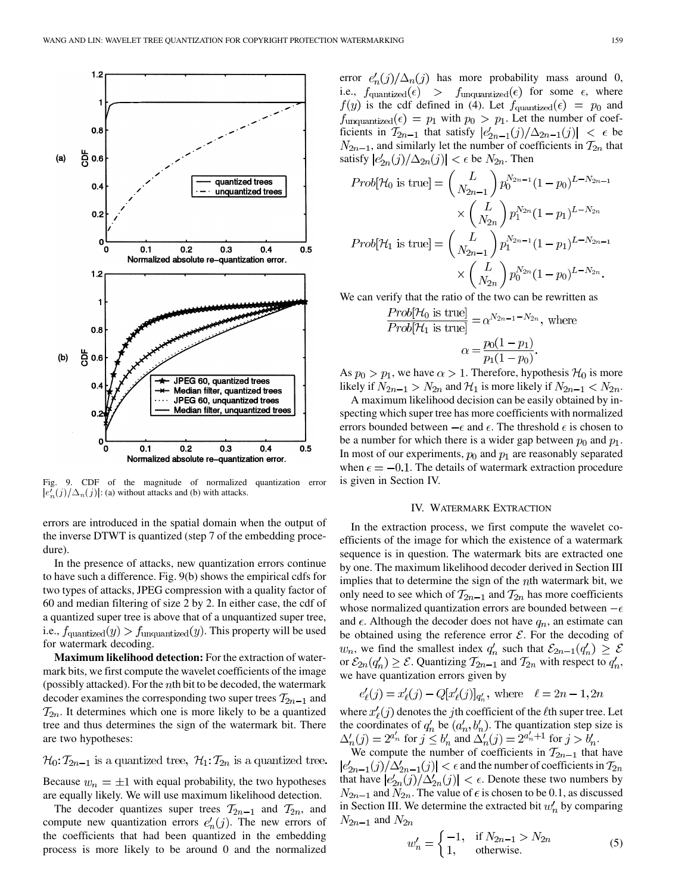Fig. 9. CDF of the magnitude of normalized quantization error $|e'_n(j)/\Delta_n(j)|$: (a) without attacks and (b) with attacks.

errors are introduced in the spatial domain when the output of the inverse DTWT is quantized (step 7 of the embedding procedure).

In the presence of attacks, new quantization errors continue to have such a difference. Fig. 9(b) shows the empirical cdfs for two types of attacks, JPEG compression with a quality factor of 60 and median filtering of size 2 by 2. In either case, the cdf of a quantized super tree is above that of a unquantized super tree, i.e., $f_{\text{quantized}}(y) > f_{\text{unquantized}}(y)$. This property will be used for watermark decoding.

**Maximum likelihood detection:** For the extraction of watermark bits, we first compute the wavelet coefficients of the image (possibly attacked). For the $n$th bit to be decoded, the watermark decoder examines the corresponding two super trees $\mathcal{T}_{2n-1}$ and $\mathcal{T}_{2n}$. It determines which one is more likely to be a quantized tree and thus determines the sign of the watermark bit. There are two hypotheses:

$$\mathcal{H}_0: \mathcal{T}_{2n-1} \text{ is a quantized tree}, \ \mathcal{H}_1: \mathcal{T}_{2n} \text{ is a quantized tree}.$$

Because $w_n = \pm 1$ with equal probability, the two hypotheses are equally likely. We will use maximum likelihood detection.

The decoder quantizes super trees $\mathcal{T}_{2n-1}$ and $\mathcal{T}_{2n}$, and compute new quantization errors $e'_n(j)$. The new errors of the coefficients that had been quantized in the embedding process is more likely to be around 0 and the normalized error $e'_n(j)/\Delta_n(j)$ has more probability mass around 0, i.e., $f_{\text{quantized}}(\epsilon) > f_{\text{unquantized}}(\epsilon)$ for some $\epsilon$, where $f(y)$ is the cdf defined in (4). Let $f_{\text{quantized}}(\epsilon) = p_0$ and $f_{\text{unquantized}}(\epsilon) = p_1$ with $p_0 > p_1$. Let the number of coefficients in $\mathcal{T}_{2n-1}$ that satisfy $|e'_{2n-1}(j)/\Delta_{2n-1}(j)| < \epsilon$ be $N_{2n-1}$, and similarly let the number of coefficients in $\mathcal{T}_{2n}$ that satisfy $|e'_{2n}(j)/\Delta_{2n}(j)| < \epsilon$ be $N_{2n}$. Then

$$Prob[\mathcal{H}_0 \text{ is true}] = \binom{L}{N_{2n-1}} p_0^{N_{2n-1}}(1-p_0)^{L-N_{2n-1}} \times \binom{L}{N_{2n}} p_1^{N_{2n}}(1-p_1)^{L-N_{2n}}$$

$$Prob[\mathcal{H}_1 \text{ is true}] = \binom{L}{N_{2n-1}} p_1^{N_{2n-1}}(1-p_1)^{L-N_{2n-1}} \times \binom{L}{N_{2n}} p_0^{N_{2n}}(1-p_0)^{L-N_{2n}}.$$

We can verify that the ratio of the two can be rewritten as

$$\frac{Prob[\mathcal{H}_0 \text{ is true}]}{Prob[\mathcal{H}_1 \text{ is true}]} = \alpha^{N_{2n-1}-N_{2n}}, \text{ where}$$

$$\alpha = \frac{p_0(1-p_1)}{p_1(1-p_0)}.$$

As $p_0 > p_1$, we have $\alpha > 1$. Therefore, hypothesis $\mathcal{H}_0$ is more likely if $N_{2n-1} > N_{2n}$ and $\mathcal{H}_1$ is more likely if $N_{2n-1} < N_{2n}$.

A maximum likelihood decision can be easily obtained by inspecting which super tree has more coefficients with normalized errors bounded between $-\epsilon$ and $\epsilon$. The threshold $\epsilon$ is chosen to be a number for which there is a wider gap between $p_0$ and $p_1$. In most of our experiments, $p_0$ and $p_1$ are reasonably separated when $\epsilon = -0.1$. The details of watermark extraction procedure is given in Section IV.

## IV. Watermark Extraction

In the extraction process, we first compute the wavelet coefficients of the image for which the existence of a watermark sequence is in question. The watermark bits are extracted one by one. The maximum likelihood decoder derived in Section III implies that to determine the sign of the $n$th watermark bit, we only need to see which of $\mathcal{T}_{2n-1}$ and $\mathcal{T}_{2n}$ has more coefficients whose normalized quantization errors are bounded between $-\epsilon$ and $\epsilon$. Although the decoder does not have $q_n$, an estimate can be obtained using the reference error $\mathcal{E}$. For the decoding of $w_n$, we find the smallest index $q'_n$ such that $\mathcal{E}_{2n-1}(q'_n) \geq \mathcal{E}$ or $\mathcal{E}_{2n}(q'_n) \geq \mathcal{E}$. Quantizing $\mathcal{T}_{2n-1}$ and $\mathcal{T}_{2n}$ with respect to $q'_n$, we have quantization errors given by

$$e'_\ell(j) = x'_\ell(j) - Q[x'_\ell(j)]_{q'_n}, \text{ where } \quad \ell = 2n-1, 2n$$

where $x'_\ell(j)$ denotes the $j$th coefficient of the $\ell$th super tree. Let the coordinates of $q'_n$ be $(a'_n, b'_n)$. The quantization step size is $\Delta'_n(j) = 2^{a'_n}$ for $j \leq b'_n$ and $\Delta'_n(j) = 2^{a'_n+1}$ for $j > b'_n$.

We compute the number of coefficients in $\mathcal{T}_{2n-1}$ that have $|e'_{2n-1}(j)/\Delta'_{2n-1}(j)| < \epsilon$ and the number of coefficients in $\mathcal{T}_{2n}$ that have $|e'_{2n}(j)/\Delta'_{2n}(j)| < \epsilon$. Denote these two numbers by $N_{2n-1}$ and $N_{2n}$. The value of $\epsilon$ is chosen to be 0.1, as discussed in Section III. We determine the extracted bit $w'_n$ by comparing $N_{2n-1}$ and $N_{2n}$

$$w'_n = \begin{cases} -1, & \text{if } N_{2n-1} > N_{2n} \\ 1, & \text{otherwise.} \end{cases} \tag{5}$$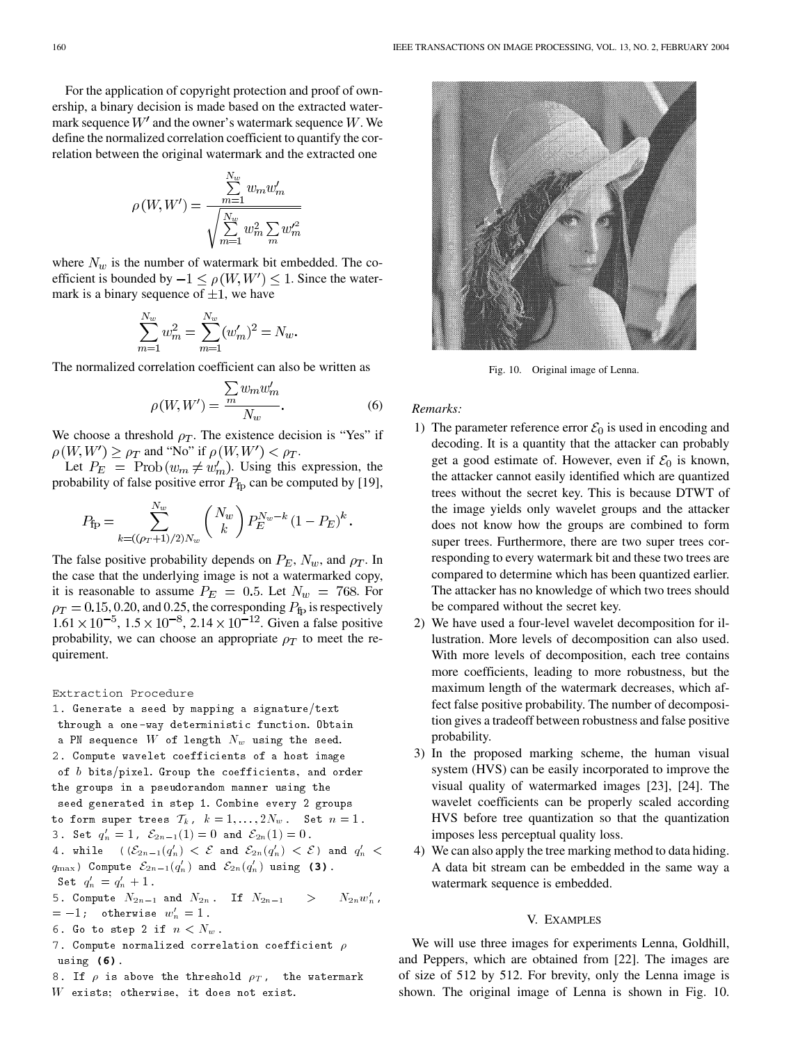For the application of copyright protection and proof of ownership, a binary decision is made based on the extracted watermark sequence $W'$ and the owner's watermark sequence $W$. We define the normalized correlation coefficient to quantify the correlation between the original watermark and the extracted one

$$\rho(W, W') = \frac{\sum_{m=1}^{N_w} w_m w'_m}{\sqrt{\sum_{m=1}^{N_w} w_m^2 \sum_m w_m'^2}}$$

where $N_w$ is the number of watermark bit embedded. The coefficient is bounded by $-1 \leq \rho(W, W') \leq 1$. Since the watermark is a binary sequence of $\pm 1$, we have

$$\sum_{m=1}^{N_w} w_m^2 = \sum_{m=1}^{N_w} (w'_m)^2 = N_w.$$

The normalized correlation coefficient can also be written as

$$\rho(W, W') = \frac{\sum_m w_m w'_m}{N_w}. \tag{6}$$

We choose a threshold $\rho_T$. The existence decision is "Yes" if $\rho(W, W') \geq \rho_T$ and "No" if $\rho(W, W') < \rho_T$.

Let $P_E = \text{Prob}(w_m \neq w'_m)$. Using this expression, the probability of false positive error $P_{\text{fp}}$ can be computed by [19],

$$P_{\text{fp}} = \sum_{k=((\rho_T+1)/2)N_w}^{N_w} \binom{N_w}{k} P_E^{N_w-k} (1-P_E)^k.$$

The false positive probability depends on $P_E$, $N_w$, and $\rho_T$. In the case that the underlying image is not a watermarked copy, it is reasonable to assume $P_E = 0.5$. Let $N_w = 768$. For $\rho_T = 0.15, 0.20$, and 0.25, the corresponding $P_{\text{fp}}$ is respectively $1.61 \times 10^{-5}$, $1.5 \times 10^{-8}$, $2.14 \times 10^{-12}$. Given a false positive probability, we can choose an appropriate $\rho_T$ to meet the requirement.

```
Extraction Procedure
1. Generate a seed by mapping a signature/text
 through a one-way deterministic function. Obtain
 a PN sequence W of length N_w using the seed.
2. Compute wavelet coefficients of a host image
 of b bits/pixel. Group the coefficients, and order
the groups in a pseudorandom manner using the
 seed generated in step 1. Combine every 2 groups
to form super trees T_k, k = 1,...,2N_w. Set n = 1.
3. Set q'_n = 1, E_{2n-1}(1) = 0 and E_{2n}(1) = 0.
4. while ((E_{2n-1}(q'_n) < E and E_{2n}(q'_n) < E) and q'_n <
q_max) Compute E_{2n-1}(q'_n) and E_{2n}(q'_n) using (3).
 Set q'_n = q'_n + 1.
5. Compute N_{2n-1} and N_{2n}. If N_{2n-1} > N_{2n} w'_n,
= -1; otherwise w'_n = 1.
6. Go to step 2 if n < N_w.
7. Compute normalized correlation coefficient ρ
 using (6).
8. If ρ is above the threshold ρ_T, the watermark
W exists; otherwise, it does not exist.
```

Fig. 10. Original image of Lenna.

*Remarks:*

1) The parameter reference error $\mathcal{E}_0$ is used in encoding and decoding. It is a quantity that the attacker can probably get a good estimate of. However, even if $\mathcal{E}_0$ is known, the attacker cannot easily identified which are quantized trees without the secret key. This is because DTWT of the image yields only wavelet groups and the attacker does not know how the groups are combined to form super trees. Furthermore, there are two super trees corresponding to every watermark bit and these two trees are compared to determine which has been quantized earlier. The attacker has no knowledge of which two trees should be compared without the secret key.
2) We have used a four-level wavelet decomposition for illustration. More levels of decomposition can also used. With more levels of decomposition, each tree contains more coefficients, leading to more robustness, but the maximum length of the watermark decreases, which affect false positive probability. The number of decomposition gives a tradeoff between robustness and false positive probability.
3) In the proposed marking scheme, the human visual system (HVS) can be easily incorporated to improve the visual quality of watermarked images [23], [24]. The wavelet coefficients can be properly scaled according HVS before tree quantization so that the quantization imposes less perceptual quality loss.
4) We can also apply the tree marking method to data hiding. A data bit stream can be embedded in the same way a watermark sequence is embedded.

## V. Examples

We will use three images for experiments Lenna, Goldhill, and Peppers, which are obtained from [22]. The images are of size of 512 by 512. For brevity, only the Lenna image is shown. The original image of Lenna is shown in Fig. 10.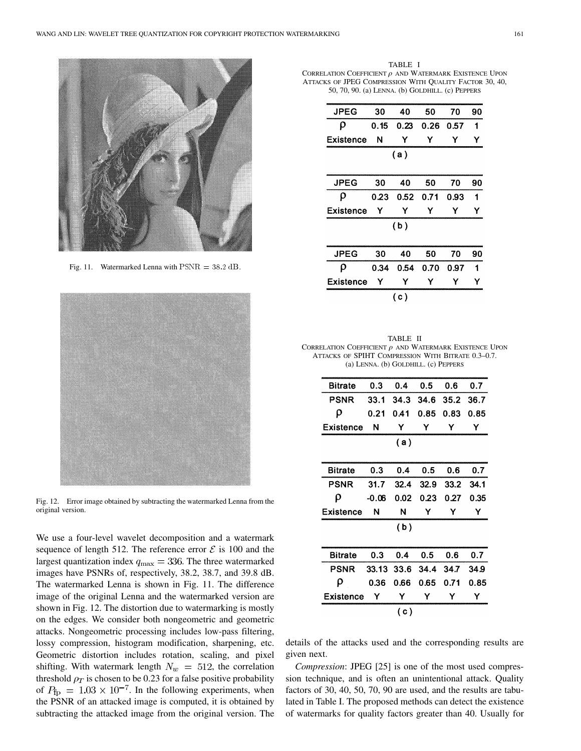Fig. 11. Watermarked Lenna with $\text{PSNR} = 38.2$ dB.

Fig. 12. Error image obtained by subtracting the watermarked Lenna from the original version.

We use a four-level wavelet decomposition and a watermark sequence of length 512. The reference error $\mathcal{E}$ is 100 and the largest quantization index $q_{\max} = 336$. The three watermarked images have PSNRs of, respectively, 38.2, 38.7, and 39.8 dB. The watermarked Lenna is shown in Fig. 11. The difference image of the original Lenna and the watermarked version are shown in Fig. 12. The distortion due to watermarking is mostly on the edges. We consider both nongeometric and geometric attacks. Nongeometric processing includes low-pass filtering, lossy compression, histogram modification, sharpening, etc. Geometric distortion includes rotation, scaling, and pixel shifting. With watermark length $N_w = 512$, the correlation threshold $\rho_T$ is chosen to be 0.23 for a false positive probability of $P_{\text{fp}} = 1.03 \times 10^{-7}$. In the following experiments, when the PSNR of an attacked image is computed, it is obtained by subtracting the attacked image from the original version. The details of the attacks used and the corresponding results are given next.

TABLE I
CORRELATION COEFFICIENT $\rho$ AND WATERMARK EXISTENCE UPON ATTACKS OF JPEG COMPRESSION WITH QUALITY FACTOR 30, 40, 50, 70, 90. (a) LENNA. (b) GOLDHILL. (c) PEPPERS

(a)

| JPEG | 30 | 40 | 50 | 70 | 90 |
|---|---|---|---|---|---|
| $\rho$ | 0.15 | 0.23 | 0.26 | 0.57 | 1 |
| Existence | N | Y | Y | Y | Y |

(b)

| JPEG | 30 | 40 | 50 | 70 | 90 |
|---|---|---|---|---|---|
| $\rho$ | 0.23 | 0.52 | 0.71 | 0.93 | 1 |
| Existence | Y | Y | Y | Y | Y |

(c)

| JPEG | 30 | 40 | 50 | 70 | 90 |
|---|---|---|---|---|---|
| $\rho$ | 0.34 | 0.54 | 0.70 | 0.97 | 1 |
| Existence | Y | Y | Y | Y | Y |

TABLE II
CORRELATION COEFFICIENT $\rho$ AND WATERMARK EXISTENCE UPON ATTACKS OF SPIHT COMPRESSION WITH BITRATE 0.3–0.7. (a) LENNA. (b) GOLDHILL. (c) PEPPERS

(a)

| Bitrate | 0.3 | 0.4 | 0.5 | 0.6 | 0.7 |
|---|---|---|---|---|---|
| PSNR | 33.1 | 34.3 | 34.6 | 35.2 | 36.7 |
| $\rho$ | 0.21 | 0.41 | 0.85 | 0.83 | 0.85 |
| Existence | N | Y | Y | Y | Y |

(b)

| Bitrate | 0.3 | 0.4 | 0.5 | 0.6 | 0.7 |
|---|---|---|---|---|---|
| PSNR | 31.7 | 32.4 | 32.9 | 33.2 | 34.1 |
| $\rho$ | -0.06 | 0.02 | 0.23 | 0.27 | 0.35 |
| Existence | N | N | Y | Y | Y |

(c)

| Bitrate | 0.3 | 0.4 | 0.5 | 0.6 | 0.7 |
|---|---|---|---|---|---|
| PSNR | 33.13 | 33.6 | 34.4 | 34.7 | 34.9 |
| $\rho$ | 0.36 | 0.66 | 0.65 | 0.71 | 0.85 |
| Existence | Y | Y | Y | Y | Y |

*Compression*: JPEG [25] is one of the most used compression technique, and is often an unintentional attack. Quality factors of 30, 40, 50, 70, 90 are used, and the results are tabulated in Table I. The proposed methods can detect the existence of watermarks for quality factors greater than 40. Usually for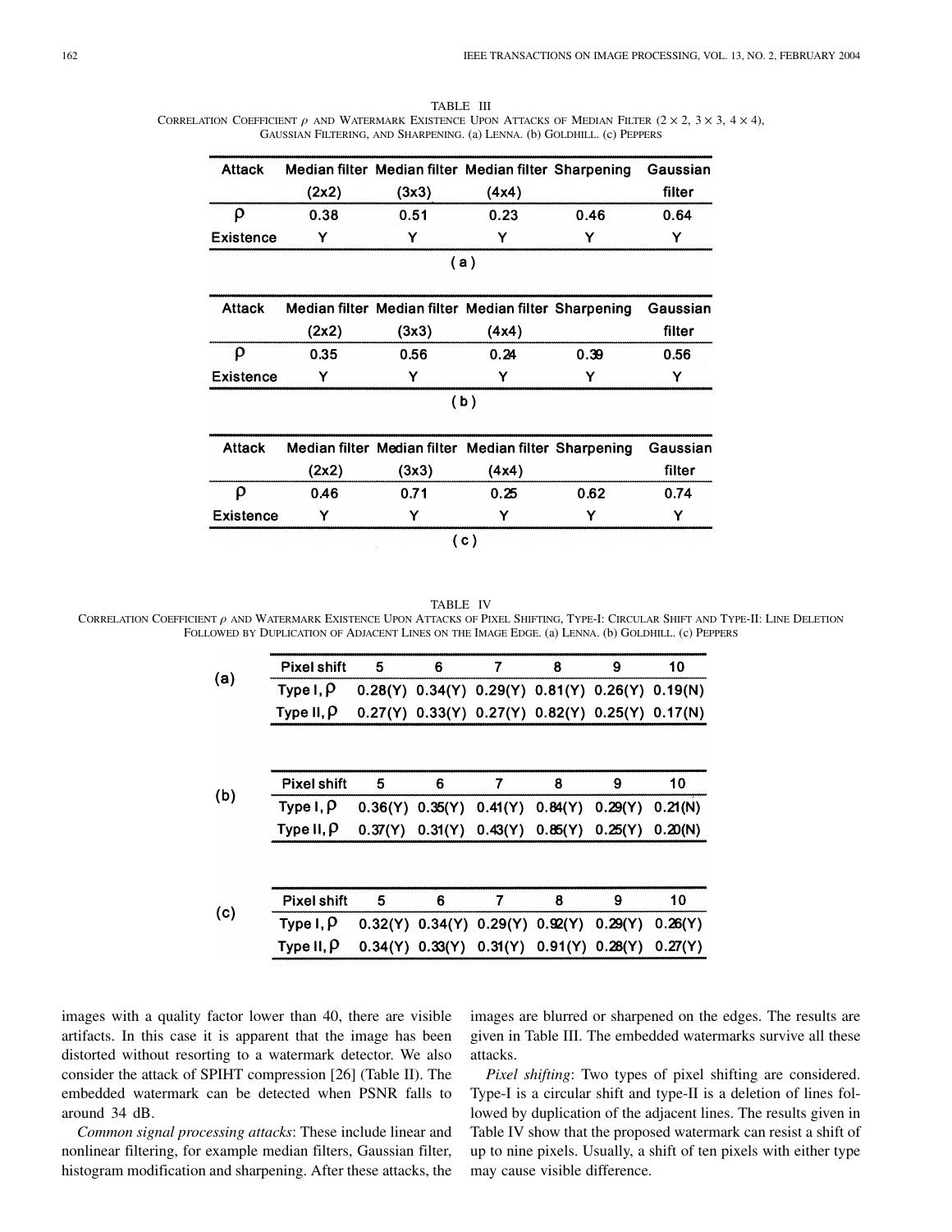TABLE III
CORRELATION COEFFICIENT $\rho$ AND WATERMARK EXISTENCE UPON ATTACKS OF MEDIAN FILTER ($2 \times 2$, $3 \times 3$, $4 \times 4$), GAUSSIAN FILTERING, AND SHARPENING. (a) LENNA. (b) GOLDHILL. (c) PEPPERS

| Attack | Median filter (2x2) | Median filter (3x3) | Median filter (4x4) | Sharpening | Gaussian filter |
|---|---|---|---|---|---|
| $\rho$ | 0.38 | 0.51 | 0.23 | 0.46 | 0.64 |
| Existence | Y | Y | Y | Y | Y |

(a)

| Attack | Median filter (2x2) | Median filter (3x3) | Median filter (4x4) | Sharpening | Gaussian filter |
|---|---|---|---|---|---|
| $\rho$ | 0.35 | 0.56 | 0.24 | 0.39 | 0.56 |
| Existence | Y | Y | Y | Y | Y |

(b)

| Attack | Median filter (2x2) | Median filter (3x3) | Median filter (4x4) | Sharpening | Gaussian filter |
|---|---|---|---|---|---|
| $\rho$ | 0.46 | 0.71 | 0.25 | 0.62 | 0.74 |
| Existence | Y | Y | Y | Y | Y |

(c)

TABLE IV
CORRELATION COEFFICIENT $\rho$ AND WATERMARK EXISTENCE UPON ATTACKS OF PIXEL SHIFTING, TYPE-I: CIRCULAR SHIFT AND TYPE-II: LINE DELETION FOLLOWED BY DUPLICATION OF ADJACENT LINES ON THE IMAGE EDGE. (a) LENNA. (b) GOLDHILL. (c) PEPPERS

(a)

| Pixel shift | 5 | 6 | 7 | 8 | 9 | 10 |
|---|---|---|---|---|---|---|
| Type I, $\rho$ | 0.28(Y) | 0.34(Y) | 0.29(Y) | 0.81(Y) | 0.26(Y) | 0.19(N) |
| Type II, $\rho$ | 0.27(Y) | 0.33(Y) | 0.27(Y) | 0.82(Y) | 0.25(Y) | 0.17(N) |

(b)

| Pixel shift | 5 | 6 | 7 | 8 | 9 | 10 |
|---|---|---|---|---|---|---|
| Type I, $\rho$ | 0.36(Y) | 0.35(Y) | 0.41(Y) | 0.84(Y) | 0.29(Y) | 0.21(N) |
| Type II, $\rho$ | 0.37(Y) | 0.31(Y) | 0.43(Y) | 0.85(Y) | 0.25(Y) | 0.20(N) |

(c)

| Pixel shift | 5 | 6 | 7 | 8 | 9 | 10 |
|---|---|---|---|---|---|---|
| Type I, $\rho$ | 0.32(Y) | 0.34(Y) | 0.29(Y) | 0.92(Y) | 0.29(Y) | 0.26(Y) |
| Type II, $\rho$ | 0.34(Y) | 0.33(Y) | 0.31(Y) | 0.91(Y) | 0.28(Y) | 0.27(Y) |

images with a quality factor lower than 40, there are visible artifacts. In this case it is apparent that the image has been distorted without resorting to a watermark detector. We also consider the attack of SPIHT compression [26] (Table II). The embedded watermark can be detected when PSNR falls to around 34 dB.

*Common signal processing attacks*: These include linear and nonlinear filtering, for example median filters, Gaussian filter, histogram modification and sharpening. After these attacks, the images are blurred or sharpened on the edges. The results are given in Table III. The embedded watermarks survive all these attacks.

*Pixel shifting*: Two types of pixel shifting are considered. Type-I is a circular shift and type-II is a deletion of lines followed by duplication of the adjacent lines. The results given in Table IV show that the proposed watermark can resist a shift of up to nine pixels. Usually, a shift of ten pixels with either type may cause visible difference.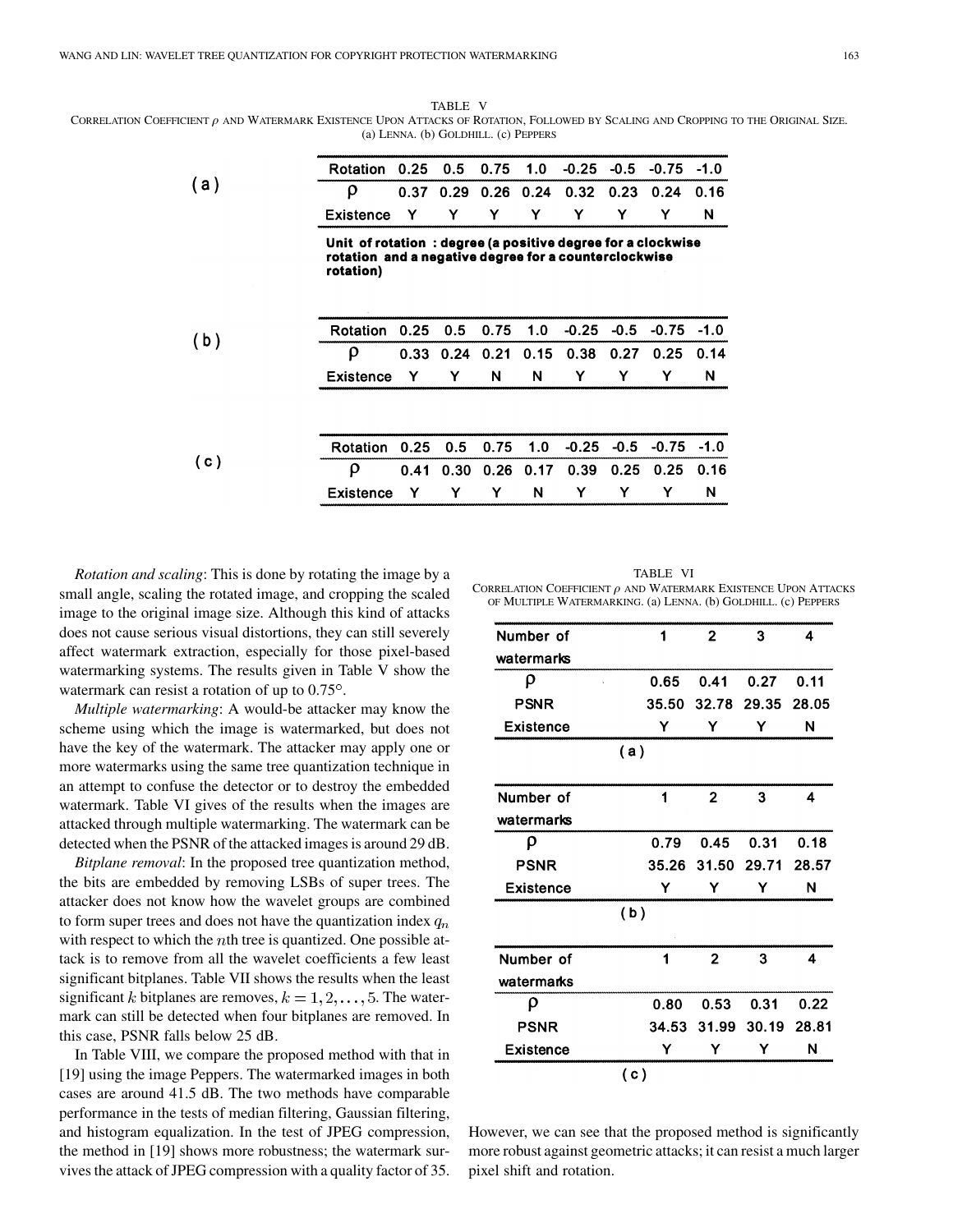TABLE V

CORRELATION COEFFICIENT $\rho$ AND WATERMARK EXISTENCE UPON ATTACKS OF ROTATION, FOLLOWED BY SCALING AND CROPPING TO THE ORIGINAL SIZE. (a) LENNA. (b) GOLDHILL. (c) PEPPERS

(a)

| Rotation | 0.25 | 0.5 | 0.75 | 1.0 | -0.25 | -0.5 | -0.75 | -1.0 |
|---|---|---|---|---|---|---|---|---|
| $\rho$ | 0.37 | 0.29 | 0.26 | 0.24 | 0.32 | 0.23 | 0.24 | 0.16 |
| Existence | Y | Y | Y | Y | Y | Y | Y | N |

**Unit of rotation : degree (a positive degree for a clockwise rotation and a negative degree for a counterclockwise rotation)**

(b)

| Rotation | 0.25 | 0.5 | 0.75 | 1.0 | -0.25 | -0.5 | -0.75 | -1.0 |
|---|---|---|---|---|---|---|---|---|
| $\rho$ | 0.33 | 0.24 | 0.21 | 0.15 | 0.38 | 0.27 | 0.25 | 0.14 |
| Existence | Y | Y | N | N | Y | Y | Y | N |

(c)

| Rotation | 0.25 | 0.5 | 0.75 | 1.0 | -0.25 | -0.5 | -0.75 | -1.0 |
|---|---|---|---|---|---|---|---|---|
| $\rho$ | 0.41 | 0.30 | 0.26 | 0.17 | 0.39 | 0.25 | 0.25 | 0.16 |
| Existence | Y | Y | Y | N | Y | Y | Y | N |

*Rotation and scaling*: This is done by rotating the image by a small angle, scaling the rotated image, and cropping the scaled image to the original image size. Although this kind of attacks does not cause serious visual distortions, they can still severely affect watermark extraction, especially for those pixel-based watermarking systems. The results given in Table V show the watermark can resist a rotation of up to 0.75°.

*Multiple watermarking*: A would-be attacker may know the scheme using which the image is watermarked, but does not have the key of the watermark. The attacker may apply one or more watermarks using the same tree quantization technique in an attempt to confuse the detector or to destroy the embedded watermark. Table VI gives of the results when the images are attacked through multiple watermarking. The watermark can be detected when the PSNR of the attacked images is around 29 dB.

*Bitplane removal*: In the proposed tree quantization method, the bits are embedded by removing LSBs of super trees. The attacker does not know how the wavelet groups are combined to form super trees and does not have the quantization index $q_n$ with respect to which the $n$th tree is quantized. One possible attack is to remove from all the wavelet coefficients a few least significant bitplanes. Table VII shows the results when the least significant $k$ bitplanes are removes, $k = 1, 2, \ldots, 5$. The watermark can still be detected when four bitplanes are removed. In this case, PSNR falls below 25 dB.

In Table VIII, we compare the proposed method with that in [19] using the image Peppers. The watermarked images in both cases are around 41.5 dB. The two methods have comparable performance in the tests of median filtering, Gaussian filtering, and histogram equalization. In the test of JPEG compression, the method in [19] shows more robustness; the watermark survives the attack of JPEG compression with a quality factor of 35. However, we can see that the proposed method is significantly more robust against geometric attacks; it can resist a much larger pixel shift and rotation.

TABLE VI

CORRELATION COEFFICIENT $\rho$ AND WATERMARK EXISTENCE UPON ATTACKS OF MULTIPLE WATERMARKING. (a) LENNA. (b) GOLDHILL. (c) PEPPERS

(a)

| Number of watermarks | 1 | 2 | 3 | 4 |
|---|---|---|---|---|
| $\rho$ | 0.65 | 0.41 | 0.27 | 0.11 |
| PSNR | 35.50 | 32.78 | 29.35 | 28.05 |
| Existence | Y | Y | Y | N |

(b)

| Number of watermarks | 1 | 2 | 3 | 4 |
|---|---|---|---|---|
| $\rho$ | 0.79 | 0.45 | 0.31 | 0.18 |
| PSNR | 35.26 | 31.50 | 29.71 | 28.57 |
| Existence | Y | Y | Y | N |

(c)

| Number of watermarks | 1 | 2 | 3 | 4 |
|---|---|---|---|---|
| $\rho$ | 0.80 | 0.53 | 0.31 | 0.22 |
| PSNR | 34.53 | 31.99 | 30.19 | 28.81 |
| Existence | Y | Y | Y | N |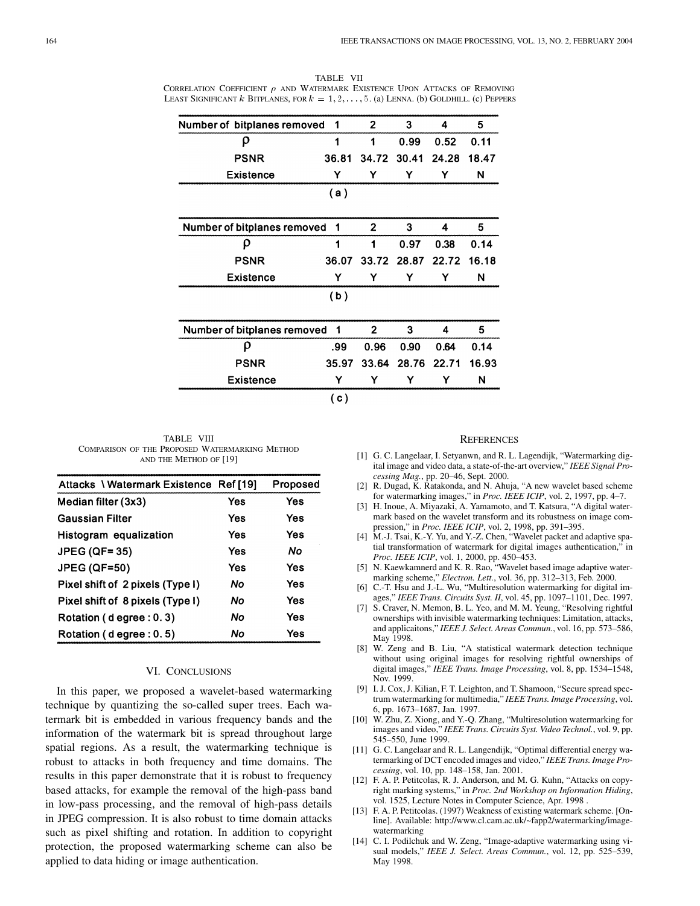TABLE VII
CORRELATION COEFFICIENT $\rho$ AND WATERMARK EXISTENCE UPON ATTACKS OF REMOVING LEAST SIGNIFICANT $k$ BITPLANES, FOR $k = 1, 2, \ldots, 5$. (a) LENNA. (b) GOLDHILL. (c) PEPPERS

| Number of bitplanes removed | 1 | 2 | 3 | 4 | 5 |
|---|---|---|---|---|---|
| $\rho$ | 1 | 1 | 0.99 | 0.52 | 0.11 |
| PSNR | 36.81 | 34.72 | 30.41 | 24.28 | 18.47 |
| Existence | Y | Y | Y | Y | N |

(a)

| Number of bitplanes removed | 1 | 2 | 3 | 4 | 5 |
|---|---|---|---|---|---|
| $\rho$ | 1 | 1 | 0.97 | 0.38 | 0.14 |
| PSNR | 36.07 | 33.72 | 28.87 | 22.72 | 16.18 |
| Existence | Y | Y | Y | Y | N |

(b)

| Number of bitplanes removed | 1 | 2 | 3 | 4 | 5 |
|---|---|---|---|---|---|
| $\rho$ | .99 | 0.96 | 0.90 | 0.64 | 0.14 |
| PSNR | 35.97 | 33.64 | 28.76 | 22.71 | 16.93 |
| Existence | Y | Y | Y | Y | N |

(c)

TABLE VIII
COMPARISON OF THE PROPOSED WATERMARKING METHOD AND THE METHOD OF [19]

| Attacks \ Watermark Existence | Ref [19] | Proposed |
|---|---|---|
| Median filter (3x3) | Yes | Yes |
| Gaussian Filter | Yes | Yes |
| Histogram equalization | Yes | Yes |
| JPEG (QF= 35) | Yes | *No* |
| JPEG (QF=50) | Yes | Yes |
| Pixel shift of 2 pixels (Type I) | *No* | Yes |
| Pixel shift of 8 pixels (Type I) | *No* | Yes |
| Rotation ( d egree : 0. 3) | *No* | Yes |
| Rotation ( d egree : 0. 5) | *No* | Yes |

## VI. CONCLUSIONS

In this paper, we proposed a wavelet-based watermarking technique by quantizing the so-called super trees. Each watermark bit is embedded in various frequency bands and the information of the watermark bit is spread throughout large spatial regions. As a result, the watermarking technique is robust to attacks in both frequency and time domains. The results in this paper demonstrate that it is robust to frequency based attacks, for example the removal of the high-pass band in low-pass processing, and the removal of high-pass details in JPEG compression. It is also robust to time domain attacks such as pixel shifting and rotation. In addition to copyright protection, the proposed watermarking scheme can also be applied to data hiding or image authentication.

## REFERENCES

[1] G. C. Langelaar, I. Setyanwn, and R. L. Lagendijk, "Watermarking digital image and video data, a state-of-the-art overview," *IEEE Signal Processing Mag.*, pp. 20–46, Sept. 2000.

[2] R. Dugad, K. Ratakonda, and N. Ahuja, "A new wavelet based scheme for watermarking images," in *Proc. IEEE ICIP*, vol. 2, 1997, pp. 4–7.

[3] H. Inoue, A. Miyazaki, A. Yamamoto, and T. Katsura, "A digital watermark based on the wavelet transform and its robustness on image compression," in *Proc. IEEE ICIP*, vol. 2, 1998, pp. 391–395.

[4] M.-J. Tsai, K.-Y. Yu, and Y.-Z. Chen, "Wavelet packet and adaptive spatial transformation of watermark for digital images authentication," in *Proc. IEEE ICIP*, vol. 1, 2000, pp. 450–453.

[5] N. Kaewkamnerd and K. R. Rao, "Wavelet based image adaptive watermarking scheme," *Electron. Lett.*, vol. 36, pp. 312–313, Feb. 2000.

[6] C.-T. Hsu and J.-L. Wu, "Multiresolution watermarking for digital images," *IEEE Trans. Circuits Syst. II*, vol. 45, pp. 1097–1101, Dec. 1997.

[7] S. Craver, N. Memon, B. L. Yeo, and M. M. Yeung, "Resolving rightful ownerships with invisible watermarking techniques: Limitation, attacks, and applicaitons," *IEEE J. Select. Areas Commun.*, vol. 16, pp. 573–586, May 1998.

[8] W. Zeng and B. Liu, "A statistical watermark detection technique without using original images for resolving rightful ownerships of digital images," *IEEE Trans. Image Processing*, vol. 8, pp. 1534–1548, Nov. 1999.

[9] I. J. Cox, J. Kilian, F. T. Leighton, and T. Shamoon, "Secure spread spectrum watermarking for multimedia," *IEEE Trans. Image Processing*, vol. 6, pp. 1673–1687, Jan. 1997.

[10] W. Zhu, Z. Xiong, and Y.-Q. Zhang, "Multiresolution watermarking for images and video," *IEEE Trans. Circuits Syst. Video Technol.*, vol. 9, pp. 545–550, June 1999.

[11] G. C. Langelaar and R. L. Langendijk, "Optimal differential energy watermarking of DCT encoded images and video," *IEEE Trans. Image Processing*, vol. 10, pp. 148–158, Jan. 2001.

[12] F. A. P. Petitcolas, R. J. Anderson, and M. G. Kuhn, "Attacks on copyright marking systems," in *Proc. 2nd Workshop on Information Hiding*, vol. 1525, Lecture Notes in Computer Science, Apr. 1998 .

[13] F. A. P. Petitcolas. (1997) Weakness of existing watermark scheme. [Online]. Available: http://www.cl.cam.ac.uk/~fapp2/watermarking/image-watermarking

[14] C. I. Podilchuk and W. Zeng, "Image-adaptive watermarking using visual models," *IEEE J. Select. Areas Commun.*, vol. 12, pp. 525–539, May 1998.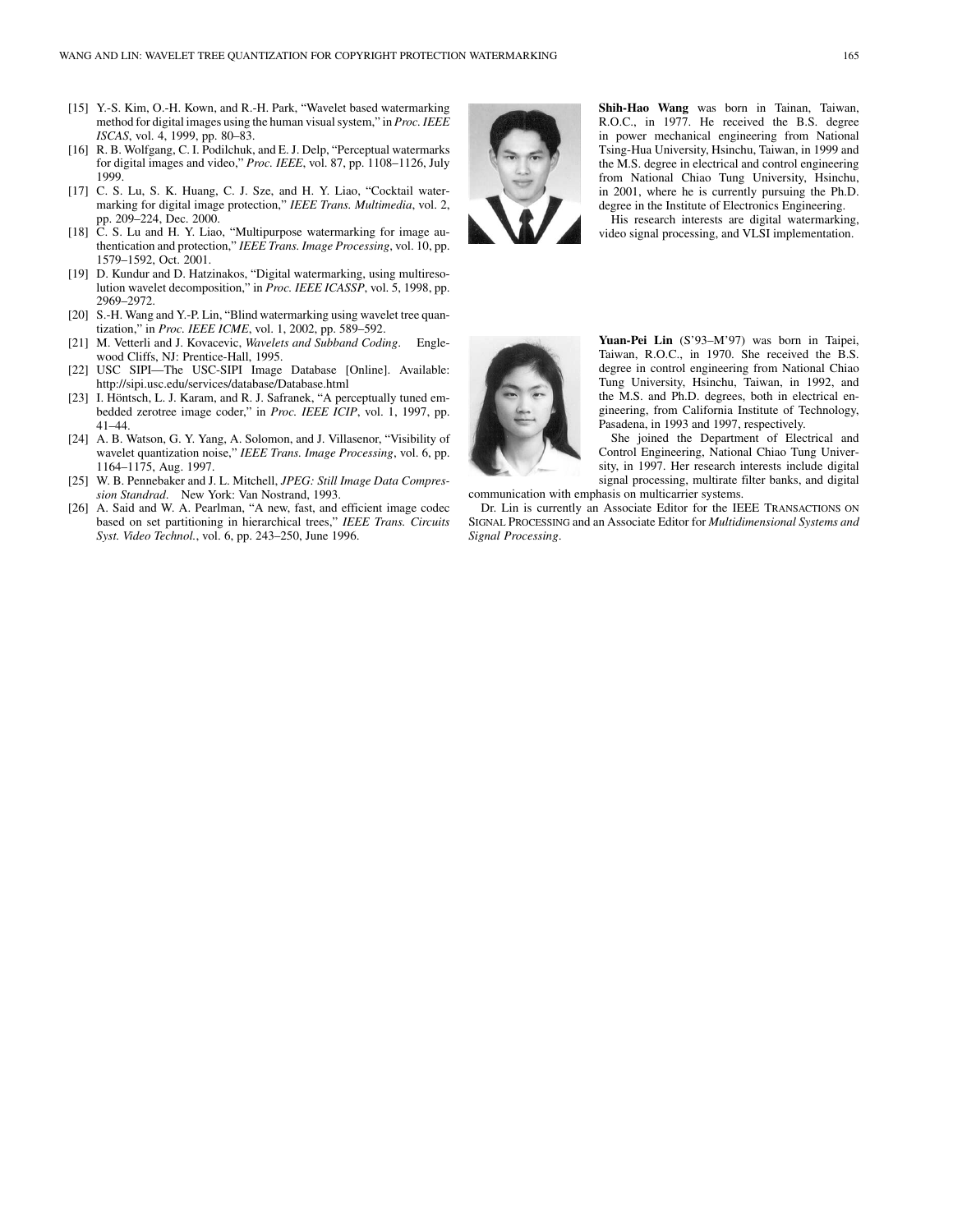[15] Y.-S. Kim, O.-H. Kown, and R.-H. Park, "Wavelet based watermarking method for digital images using the human visual system," in *Proc. IEEE ISCAS*, vol. 4, 1999, pp. 80–83.

[16] R. B. Wolfgang, C. I. Podilchuk, and E. J. Delp, "Perceptual watermarks for digital images and video," *Proc. IEEE*, vol. 87, pp. 1108–1126, July 1999.

[17] C. S. Lu, S. K. Huang, C. J. Sze, and H. Y. Liao, "Cocktail watermarking for digital image protection," *IEEE Trans. Multimedia*, vol. 2, pp. 209–224, Dec. 2000.

[18] C. S. Lu and H. Y. Liao, "Multipurpose watermarking for image authentication and protection," *IEEE Trans. Image Processing*, vol. 10, pp. 1579–1592, Oct. 2001.

[19] D. Kundur and D. Hatzinakos, "Digital watermarking, using multiresolution wavelet decomposition," in *Proc. IEEE ICASSP*, vol. 5, 1998, pp. 2969–2972.

[20] S.-H. Wang and Y.-P. Lin, "Blind watermarking using wavelet tree quantization," in *Proc. IEEE ICME*, vol. 1, 2002, pp. 589–592.

[21] M. Vetterli and J. Kovacevic, *Wavelets and Subband Coding*. Englewood Cliffs, NJ: Prentice-Hall, 1995.

[22] USC SIPI—The USC-SIPI Image Database [Online]. Available: http://sipi.usc.edu/services/database/Database.html

[23] I. Höntsch, L. J. Karam, and R. J. Safranek, "A perceptually tuned embedded zerotree image coder," in *Proc. IEEE ICIP*, vol. 1, 1997, pp. 41–44.

[24] A. B. Watson, G. Y. Yang, A. Solomon, and J. Villasenor, "Visibility of wavelet quantization noise," *IEEE Trans. Image Processing*, vol. 6, pp. 1164–1175, Aug. 1997.

[25] W. B. Pennebaker and J. L. Mitchell, *JPEG: Still Image Data Compression Standrad*. New York: Van Nostrand, 1993.

[26] A. Saïd and W. A. Pearlman, "A new, fast, and efficient image codec based on set partitioning in hierarchical trees," *IEEE Trans. Circuits Syst. Video Technol.*, vol. 6, pp. 243–250, June 1996.

**Shih-Hao Wang** was born in Tainan, Taiwan, R.O.C., in 1977. He received the B.S. degree in power mechanical engineering from National Tsing-Hua University, Hsinchu, Taiwan, in 1999 and the M.S. degree in electrical and control engineering from National Chiao Tung University, Hsinchu, in 2001, where he is currently pursuing the Ph.D. degree in the Institute of Electronics Engineering.

His research interests are digital watermarking, video signal processing, and VLSI implementation.

**Yuan-Pei Lin** (S'93–M'97) was born in Taipei, Taiwan, R.O.C., in 1970. She received the B.S. degree in control engineering from National Chiao Tung University, Hsinchu, Taiwan, in 1992, and the M.S. and Ph.D. degrees, both in electrical engineering, from California Institute of Technology, Pasadena, in 1993 and 1997, respectively.

She joined the Department of Electrical and Control Engineering, National Chiao Tung University, in 1997. Her research interests include digital signal processing, multirate filter banks, and digital communication with emphasis on multicarrier systems.

Dr. Lin is currently an Associate Editor for the IEEE TRANSACTIONS ON SIGNAL PROCESSING and an Associate Editor for *Multidimensional Systems and Signal Processing*.